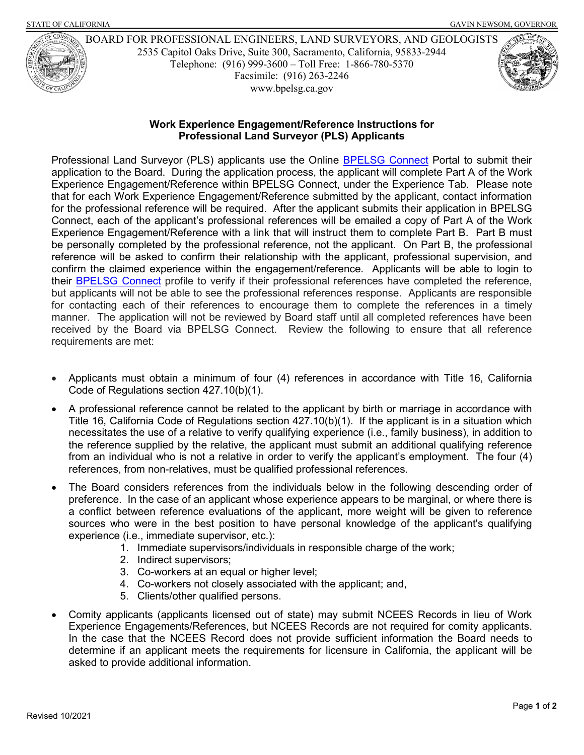STATE OF CALIFORNIA GAVIN NEWSOM, GOVERNOR

BOARD FOR PROFESSIONAL ENGINEERS, LAND SURVEYORS, AND GEOLOGISTS
2535 Capitol Oaks Drive, Suite 300, Sacramento, California, 95833-2944
Telephone: (916) 999-3600 – Toll Free: 1-866-780-5370
Facsimile: (916) 263-2246
www.bpelsg.ca.gov

## Work Experience Engagement/Reference Instructions for Professional Land Surveyor (PLS) Applicants

Professional Land Surveyor (PLS) applicants use the Online BPELSG Connect Portal to submit their application to the Board. During the application process, the applicant will complete Part A of the Work Experience Engagement/Reference within BPELSG Connect, under the Experience Tab. Please note that for each Work Experience Engagement/Reference submitted by the applicant, contact information for the professional reference will be required. After the applicant submits their application in BPELSG Connect, each of the applicant's professional references will be emailed a copy of Part A of the Work Experience Engagement/Reference with a link that will instruct them to complete Part B. Part B must be personally completed by the professional reference, not the applicant. On Part B, the professional reference will be asked to confirm their relationship with the applicant, professional supervision, and confirm the claimed experience within the engagement/reference. Applicants will be able to login to their BPELSG Connect profile to verify if their professional references have completed the reference, but applicants will not be able to see the professional references response. Applicants are responsible for contacting each of their references to encourage them to complete the references in a timely manner. The application will not be reviewed by Board staff until all completed references have been received by the Board via BPELSG Connect. Review the following to ensure that all reference requirements are met:

- Applicants must obtain a minimum of four (4) references in accordance with Title 16, California Code of Regulations section 427.10(b)(1).
- A professional reference cannot be related to the applicant by birth or marriage in accordance with Title 16, California Code of Regulations section 427.10(b)(1). If the applicant is in a situation which necessitates the use of a relative to verify qualifying experience (i.e., family business), in addition to the reference supplied by the relative, the applicant must submit an additional qualifying reference from an individual who is not a relative in order to verify the applicant's employment. The four (4) references, from non-relatives, must be qualified professional references.
- The Board considers references from the individuals below in the following descending order of preference. In the case of an applicant whose experience appears to be marginal, or where there is a conflict between reference evaluations of the applicant, more weight will be given to reference sources who were in the best position to have personal knowledge of the applicant's qualifying experience (i.e., immediate supervisor, etc.):
    1. Immediate supervisors/individuals in responsible charge of the work;
    2. Indirect supervisors;
    3. Co-workers at an equal or higher level;
    4. Co-workers not closely associated with the applicant; and,
    5. Clients/other qualified persons.
- Comity applicants (applicants licensed out of state) may submit NCEES Records in lieu of Work Experience Engagements/References, but NCEES Records are not required for comity applicants. In the case that the NCEES Record does not provide sufficient information the Board needs to determine if an applicant meets the requirements for licensure in California, the applicant will be asked to provide additional information.

Revised 10/2021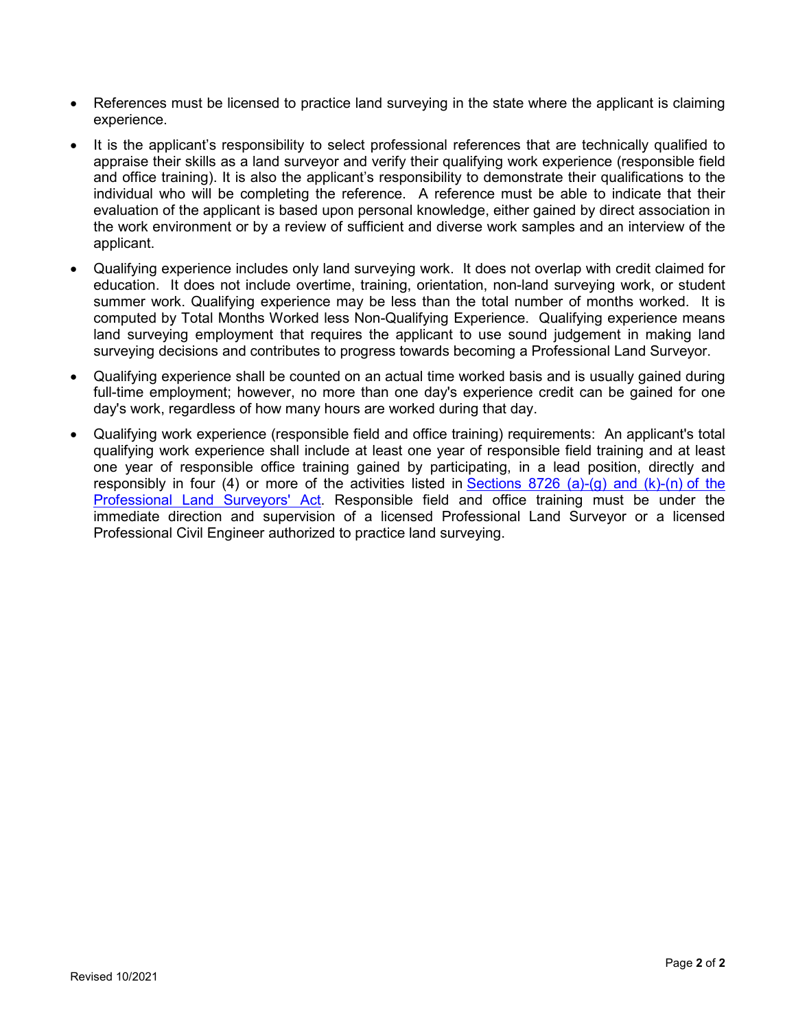- References must be licensed to practice land surveying in the state where the applicant is claiming experience.
- It is the applicant's responsibility to select professional references that are technically qualified to appraise their skills as a land surveyor and verify their qualifying work experience (responsible field and office training). It is also the applicant's responsibility to demonstrate their qualifications to the individual who will be completing the reference. A reference must be able to indicate that their evaluation of the applicant is based upon personal knowledge, either gained by direct association in the work environment or by a review of sufficient and diverse work samples and an interview of the applicant.
- Qualifying experience includes only land surveying work. It does not overlap with credit claimed for education. It does not include overtime, training, orientation, non-land surveying work, or student summer work. Qualifying experience may be less than the total number of months worked. It is computed by Total Months Worked less Non-Qualifying Experience. Qualifying experience means land surveying employment that requires the applicant to use sound judgement in making land surveying decisions and contributes to progress towards becoming a Professional Land Surveyor.
- Qualifying experience shall be counted on an actual time worked basis and is usually gained during full-time employment; however, no more than one day's experience credit can be gained for one day's work, regardless of how many hours are worked during that day.
- Qualifying work experience (responsible field and office training) requirements: An applicant's total qualifying work experience shall include at least one year of responsible field training and at least one year of responsible office training gained by participating, in a lead position, directly and responsibly in four (4) or more of the activities listed in Sections 8726 (a)-(g) and (k)-(n) of the Professional Land Surveyors' Act. Responsible field and office training must be under the immediate direction and supervision of a licensed Professional Land Surveyor or a licensed Professional Civil Engineer authorized to practice land surveying.

Revised 10/2021